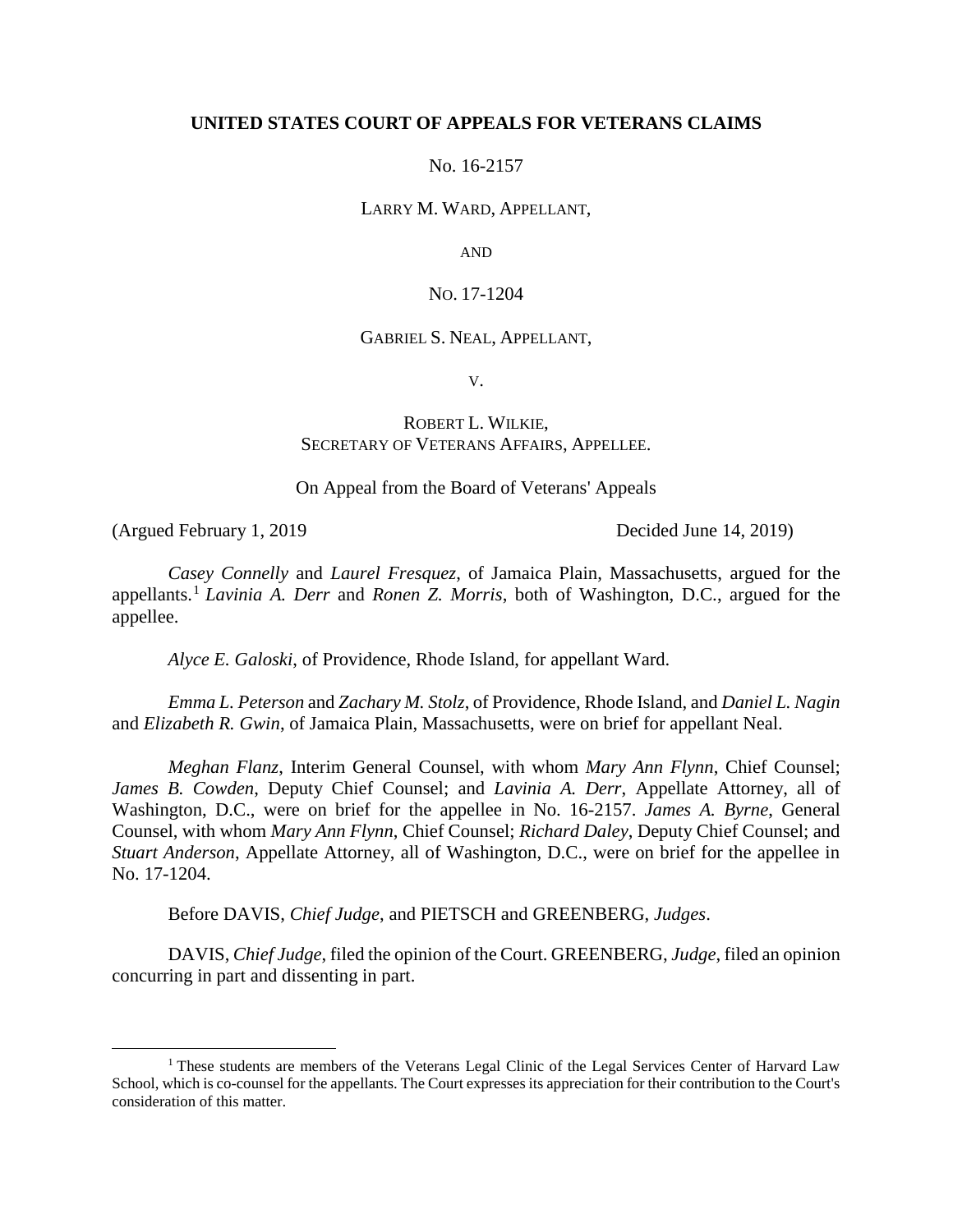**UNITED STATES COURT OF APPEALS FOR VETERANS CLAIMS**

No. 16-2157

LARRY M. WARD, APPELLANT,

AND

NO. 17-1204

GABRIEL S. NEAL, APPELLANT,

V.

ROBERT L. WILKIE,
SECRETARY OF VETERANS AFFAIRS, APPELLEE.

On Appeal from the Board of Veterans' Appeals

(Argued February 1, 2019 Decided June 14, 2019)

*Casey Connelly* and *Laurel Fresquez*, of Jamaica Plain, Massachusetts, argued for the appellants.[1] *Lavinia A. Derr* and *Ronen Z. Morris*, both of Washington, D.C., argued for the appellee.

*Alyce E. Galoski*, of Providence, Rhode Island, for appellant Ward.

*Emma L. Peterson* and *Zachary M. Stolz*, of Providence, Rhode Island, and *Daniel L. Nagin* and *Elizabeth R. Gwin*, of Jamaica Plain, Massachusetts, were on brief for appellant Neal.

*Meghan Flanz*, Interim General Counsel, with whom *Mary Ann Flynn*, Chief Counsel; *James B. Cowden*, Deputy Chief Counsel; and *Lavinia A. Derr*, Appellate Attorney, all of Washington, D.C., were on brief for the appellee in No. 16-2157. *James A. Byrne*, General Counsel, with whom *Mary Ann Flynn*, Chief Counsel; *Richard Daley*, Deputy Chief Counsel; and *Stuart Anderson*, Appellate Attorney, all of Washington, D.C., were on brief for the appellee in No. 17-1204.

Before DAVIS, *Chief Judge*, and PIETSCH and GREENBERG, *Judges*.

DAVIS, *Chief Judge*, filed the opinion of the Court. GREENBERG, *Judge*, filed an opinion concurring in part and dissenting in part.

---

[1] These students are members of the Veterans Legal Clinic of the Legal Services Center of Harvard Law School, which is co-counsel for the appellants. The Court expresses its appreciation for their contribution to the Court's consideration of this matter.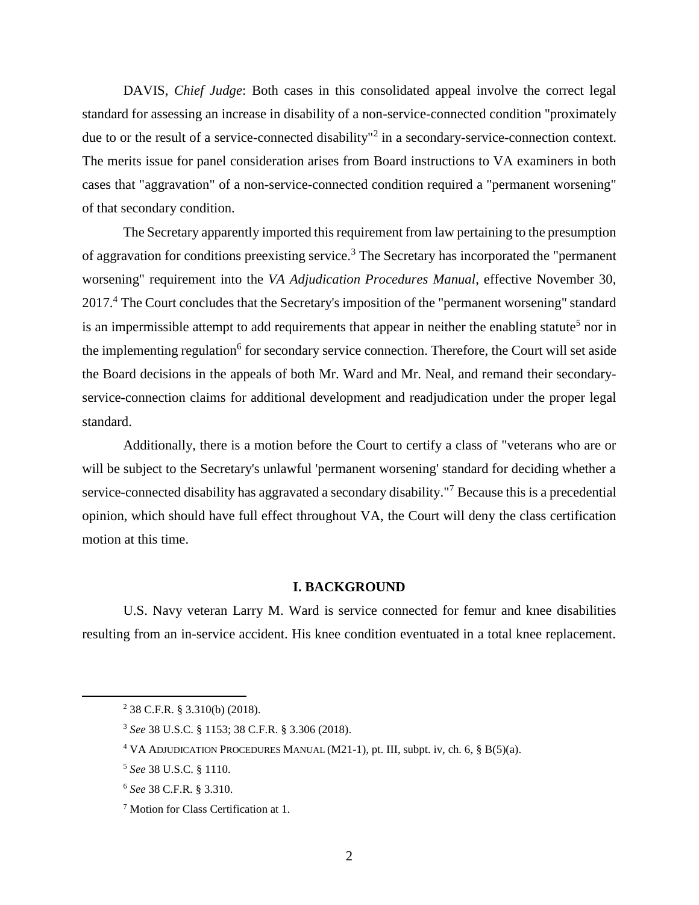DAVIS, *Chief Judge*: Both cases in this consolidated appeal involve the correct legal standard for assessing an increase in disability of a non-service-connected condition "proximately due to or the result of a service-connected disability"[2] in a secondary-service-connection context. The merits issue for panel consideration arises from Board instructions to VA examiners in both cases that "aggravation" of a non-service-connected condition required a "permanent worsening" of that secondary condition.

The Secretary apparently imported this requirement from law pertaining to the presumption of aggravation for conditions preexisting service.[3] The Secretary has incorporated the "permanent worsening" requirement into the *VA Adjudication Procedures Manual*, effective November 30, 2017.[4] The Court concludes that the Secretary's imposition of the "permanent worsening" standard is an impermissible attempt to add requirements that appear in neither the enabling statute[5] nor in the implementing regulation[6] for secondary service connection. Therefore, the Court will set aside the Board decisions in the appeals of both Mr. Ward and Mr. Neal, and remand their secondary-service-connection claims for additional development and readjudication under the proper legal standard.

Additionally, there is a motion before the Court to certify a class of "veterans who are or will be subject to the Secretary's unlawful 'permanent worsening' standard for deciding whether a service-connected disability has aggravated a secondary disability."[7] Because this is a precedential opinion, which should have full effect throughout VA, the Court will deny the class certification motion at this time.

## I. BACKGROUND

U.S. Navy veteran Larry M. Ward is service connected for femur and knee disabilities resulting from an in-service accident. His knee condition eventuated in a total knee replacement.

---

[2] 38 C.F.R. § 3.310(b) (2018).

[3] *See* 38 U.S.C. § 1153; 38 C.F.R. § 3.306 (2018).

[4] VA ADJUDICATION PROCEDURES MANUAL (M21-1), pt. III, subpt. iv, ch. 6, § B(5)(a).

[5] *See* 38 U.S.C. § 1110.

[6] *See* 38 C.F.R. § 3.310.

[7] Motion for Class Certification at 1.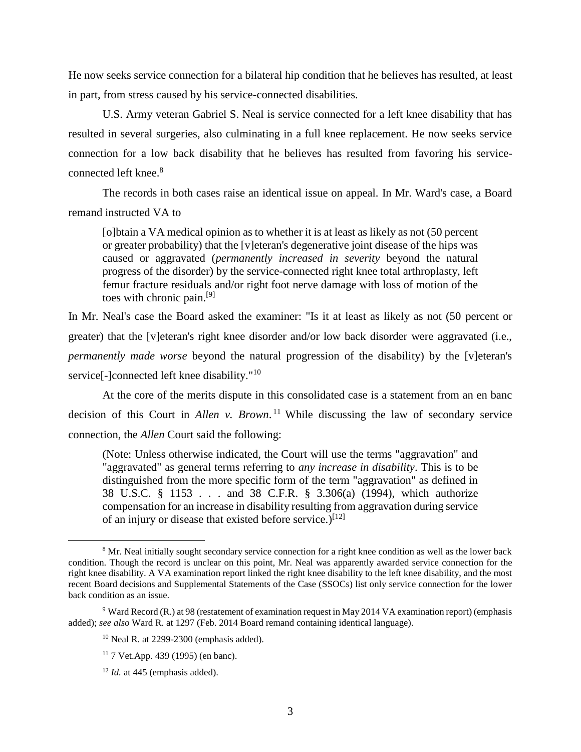He now seeks service connection for a bilateral hip condition that he believes has resulted, at least in part, from stress caused by his service-connected disabilities.

U.S. Army veteran Gabriel S. Neal is service connected for a left knee disability that has resulted in several surgeries, also culminating in a full knee replacement. He now seeks service connection for a low back disability that he believes has resulted from favoring his service-connected left knee.[8]

The records in both cases raise an identical issue on appeal. In Mr. Ward's case, a Board remand instructed VA to

> [o]btain a VA medical opinion as to whether it is at least as likely as not (50 percent or greater probability) that the [v]eteran's degenerative joint disease of the hips was caused or aggravated (*permanently increased in severity* beyond the natural progress of the disorder) by the service-connected right knee total arthroplasty, left femur fracture residuals and/or right foot nerve damage with loss of motion of the toes with chronic pain.[9]

In Mr. Neal's case the Board asked the examiner: "Is it at least as likely as not (50 percent or greater) that the [v]eteran's right knee disorder and/or low back disorder were aggravated (i.e., *permanently made worse* beyond the natural progression of the disability) by the [v]eteran's service[-]connected left knee disability."[10]

At the core of the merits dispute in this consolidated case is a statement from an en banc decision of this Court in *Allen v. Brown*.[11] While discussing the law of secondary service connection, the *Allen* Court said the following:

> (Note: Unless otherwise indicated, the Court will use the terms "aggravation" and "aggravated" as general terms referring to *any increase in disability*. This is to be distinguished from the more specific form of the term "aggravation" as defined in 38 U.S.C. § 1153 . . . and 38 C.F.R. § 3.306(a) (1994), which authorize compensation for an increase in disability resulting from aggravation during service of an injury or disease that existed before service.)[12]

---

[8] Mr. Neal initially sought secondary service connection for a right knee condition as well as the lower back condition. Though the record is unclear on this point, Mr. Neal was apparently awarded service connection for the right knee disability. A VA examination report linked the right knee disability to the left knee disability, and the most recent Board decisions and Supplemental Statements of the Case (SSOCs) list only service connection for the lower back condition as an issue.

[9] Ward Record (R.) at 98 (restatement of examination request in May 2014 VA examination report) (emphasis added); *see also* Ward R. at 1297 (Feb. 2014 Board remand containing identical language).

[10] Neal R. at 2299-2300 (emphasis added).

[11] 7 Vet.App. 439 (1995) (en banc).

[12] *Id.* at 445 (emphasis added).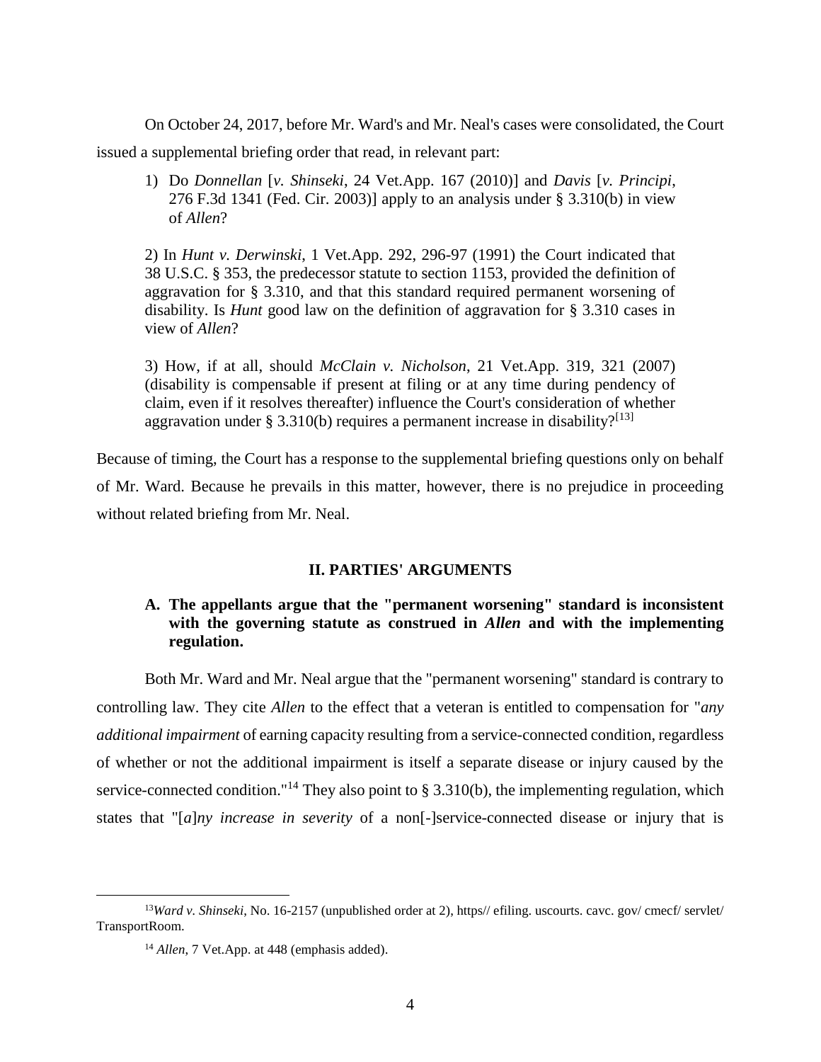On October 24, 2017, before Mr. Ward's and Mr. Neal's cases were consolidated, the Court issued a supplemental briefing order that read, in relevant part:

> 1) Do *Donnellan* [*v. Shinseki*, 24 Vet.App. 167 (2010)] and *Davis* [*v. Principi*, 276 F.3d 1341 (Fed. Cir. 2003)] apply to an analysis under § 3.310(b) in view of *Allen*?
>
> 2) In *Hunt v. Derwinski*, 1 Vet.App. 292, 296-97 (1991) the Court indicated that 38 U.S.C. § 353, the predecessor statute to section 1153, provided the definition of aggravation for § 3.310, and that this standard required permanent worsening of disability. Is *Hunt* good law on the definition of aggravation for § 3.310 cases in view of *Allen*?
>
> 3) How, if at all, should *McClain v. Nicholson*, 21 Vet.App. 319, 321 (2007) (disability is compensable if present at filing or at any time during pendency of claim, even if it resolves thereafter) influence the Court's consideration of whether aggravation under § 3.310(b) requires a permanent increase in disability?[13]

Because of timing, the Court has a response to the supplemental briefing questions only on behalf of Mr. Ward. Because he prevails in this matter, however, there is no prejudice in proceeding without related briefing from Mr. Neal.

## II. PARTIES' ARGUMENTS

### A. The appellants argue that the "permanent worsening" standard is inconsistent with the governing statute as construed in *Allen* and with the implementing regulation.

Both Mr. Ward and Mr. Neal argue that the "permanent worsening" standard is contrary to controlling law. They cite *Allen* to the effect that a veteran is entitled to compensation for "*any additional impairment* of earning capacity resulting from a service-connected condition, regardless of whether or not the additional impairment is itself a separate disease or injury caused by the service-connected condition."[14] They also point to § 3.310(b), the implementing regulation, which states that "[*a*]*ny increase in severity* of a non[-]service-connected disease or injury that is

---

[13] *Ward v. Shinseki*, No. 16-2157 (unpublished order at 2), https// efiling. uscourts. cavc. gov/ cmecf/ servlet/ TransportRoom.

[14] *Allen*, 7 Vet.App. at 448 (emphasis added).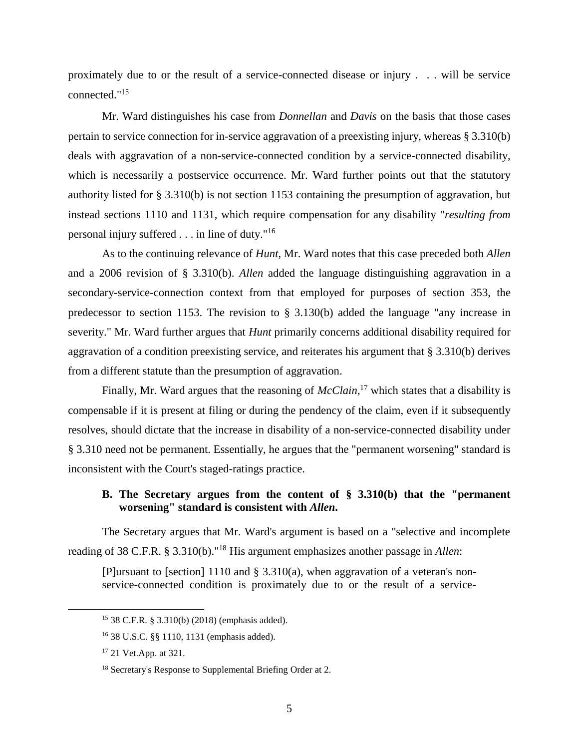proximately due to or the result of a service-connected disease or injury . . . will be service connected."[15]

Mr. Ward distinguishes his case from *Donnellan* and *Davis* on the basis that those cases pertain to service connection for in-service aggravation of a preexisting injury, whereas § 3.310(b) deals with aggravation of a non-service-connected condition by a service-connected disability, which is necessarily a postservice occurrence. Mr. Ward further points out that the statutory authority listed for § 3.310(b) is not section 1153 containing the presumption of aggravation, but instead sections 1110 and 1131, which require compensation for any disability "*resulting from* personal injury suffered . . . in line of duty."[16]

As to the continuing relevance of *Hunt*, Mr. Ward notes that this case preceded both *Allen* and a 2006 revision of § 3.310(b). *Allen* added the language distinguishing aggravation in a secondary-service-connection context from that employed for purposes of section 353, the predecessor to section 1153. The revision to § 3.130(b) added the language "any increase in severity." Mr. Ward further argues that *Hunt* primarily concerns additional disability required for aggravation of a condition preexisting service, and reiterates his argument that § 3.310(b) derives from a different statute than the presumption of aggravation.

Finally, Mr. Ward argues that the reasoning of *McClain*,[17] which states that a disability is compensable if it is present at filing or during the pendency of the claim, even if it subsequently resolves, should dictate that the increase in disability of a non-service-connected disability under § 3.310 need not be permanent. Essentially, he argues that the "permanent worsening" standard is inconsistent with the Court's staged-ratings practice.

### B. The Secretary argues from the content of § 3.310(b) that the "permanent worsening" standard is consistent with *Allen*.

The Secretary argues that Mr. Ward's argument is based on a "selective and incomplete reading of 38 C.F.R. § 3.310(b)."[18] His argument emphasizes another passage in *Allen*:

> [P]ursuant to [section] 1110 and § 3.310(a), when aggravation of a veteran's non-service-connected condition is proximately due to or the result of a service-

---

[15] 38 C.F.R. § 3.310(b) (2018) (emphasis added).

[16] 38 U.S.C. §§ 1110, 1131 (emphasis added).

[17] 21 Vet.App. at 321.

[18] Secretary's Response to Supplemental Briefing Order at 2.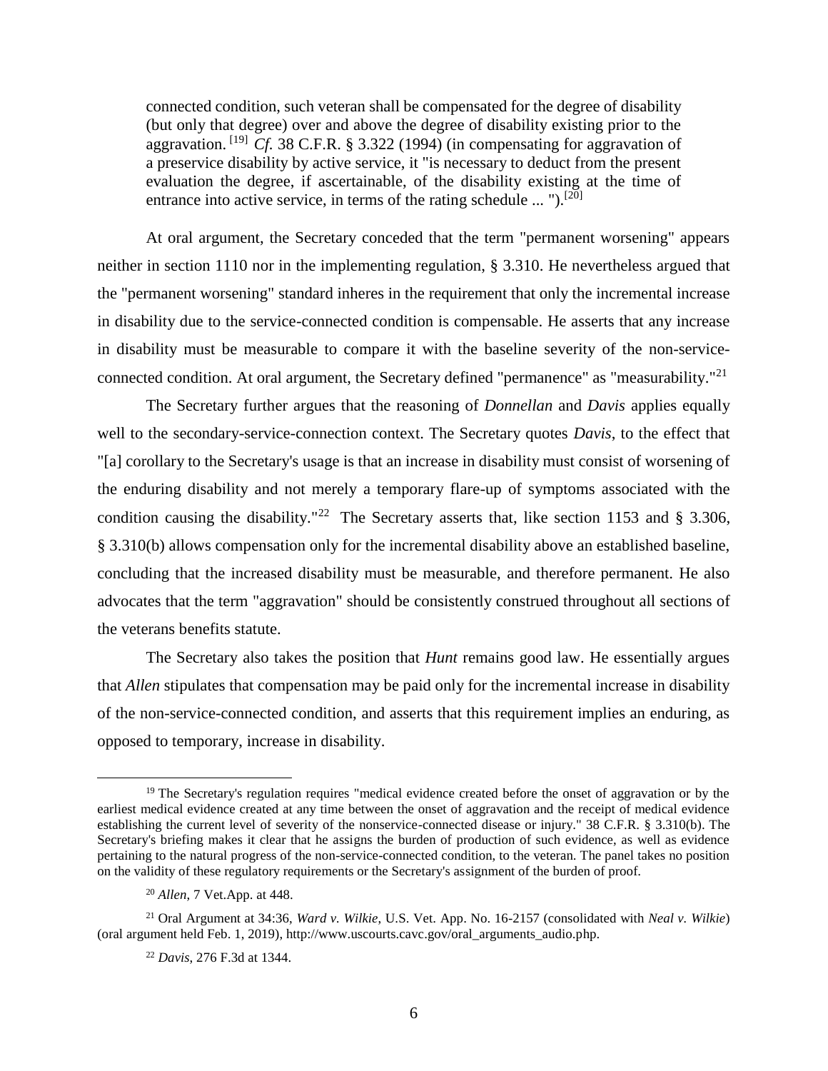> connected condition, such veteran shall be compensated for the degree of disability (but only that degree) over and above the degree of disability existing prior to the aggravation. [19] *Cf.* 38 C.F.R. § 3.322 (1994) (in compensating for aggravation of a preservice disability by active service, it "is necessary to deduct from the present evaluation the degree, if ascertainable, of the disability existing at the time of entrance into active service, in terms of the rating schedule ... ").[20]

At oral argument, the Secretary conceded that the term "permanent worsening" appears neither in section 1110 nor in the implementing regulation, § 3.310. He nevertheless argued that the "permanent worsening" standard inheres in the requirement that only the incremental increase in disability due to the service-connected condition is compensable. He asserts that any increase in disability must be measurable to compare it with the baseline severity of the non-service-connected condition. At oral argument, the Secretary defined "permanence" as "measurability."[21]

The Secretary further argues that the reasoning of *Donnellan* and *Davis* applies equally well to the secondary-service-connection context. The Secretary quotes *Davis*, to the effect that "[a] corollary to the Secretary's usage is that an increase in disability must consist of worsening of the enduring disability and not merely a temporary flare-up of symptoms associated with the condition causing the disability."[22] The Secretary asserts that, like section 1153 and § 3.306, § 3.310(b) allows compensation only for the incremental disability above an established baseline, concluding that the increased disability must be measurable, and therefore permanent. He also advocates that the term "aggravation" should be consistently construed throughout all sections of the veterans benefits statute.

The Secretary also takes the position that *Hunt* remains good law. He essentially argues that *Allen* stipulates that compensation may be paid only for the incremental increase in disability of the non-service-connected condition, and asserts that this requirement implies an enduring, as opposed to temporary, increase in disability.

---

[19] The Secretary's regulation requires "medical evidence created before the onset of aggravation or by the earliest medical evidence created at any time between the onset of aggravation and the receipt of medical evidence establishing the current level of severity of the nonservice-connected disease or injury." 38 C.F.R. § 3.310(b). The Secretary's briefing makes it clear that he assigns the burden of production of such evidence, as well as evidence pertaining to the natural progress of the non-service-connected condition, to the veteran. The panel takes no position on the validity of these regulatory requirements or the Secretary's assignment of the burden of proof.

[20] *Allen*, 7 Vet.App. at 448.

[21] Oral Argument at 34:36, *Ward v. Wilkie*, U.S. Vet. App. No. 16-2157 (consolidated with *Neal v. Wilkie*) (oral argument held Feb. 1, 2019), http://www.uscourts.cavc.gov/oral_arguments_audio.php.

[22] *Davis*, 276 F.3d at 1344.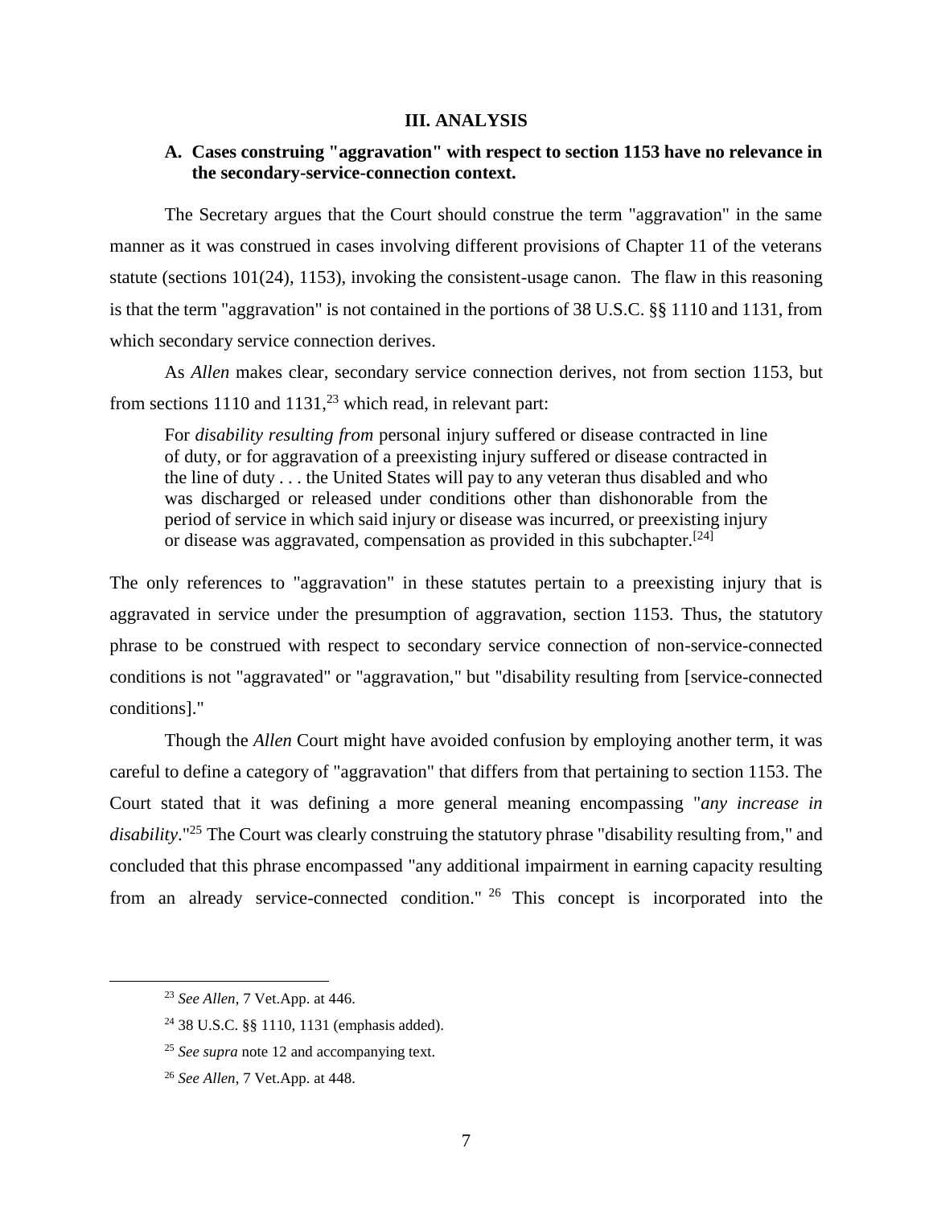## III. ANALYSIS

### A. Cases construing "aggravation" with respect to section 1153 have no relevance in the secondary-service-connection context.

The Secretary argues that the Court should construe the term "aggravation" in the same manner as it was construed in cases involving different provisions of Chapter 11 of the veterans statute (sections 101(24), 1153), invoking the consistent-usage canon. The flaw in this reasoning is that the term "aggravation" is not contained in the portions of 38 U.S.C. §§ 1110 and 1131, from which secondary service connection derives.

As *Allen* makes clear, secondary service connection derives, not from section 1153, but from sections 1110 and 1131,[23] which read, in relevant part:

> For *disability resulting from* personal injury suffered or disease contracted in line of duty, or for aggravation of a preexisting injury suffered or disease contracted in the line of duty . . . the United States will pay to any veteran thus disabled and who was discharged or released under conditions other than dishonorable from the period of service in which said injury or disease was incurred, or preexisting injury or disease was aggravated, compensation as provided in this subchapter.[24]

The only references to "aggravation" in these statutes pertain to a preexisting injury that is aggravated in service under the presumption of aggravation, section 1153. Thus, the statutory phrase to be construed with respect to secondary service connection of non-service-connected conditions is not "aggravated" or "aggravation," but "disability resulting from [service-connected conditions]."

Though the *Allen* Court might have avoided confusion by employing another term, it was careful to define a category of "aggravation" that differs from that pertaining to section 1153. The Court stated that it was defining a more general meaning encompassing "*any increase in disability*."[25] The Court was clearly construing the statutory phrase "disability resulting from," and concluded that this phrase encompassed "any additional impairment in earning capacity resulting from an already service-connected condition."[26] This concept is incorporated into the

---

[23] *See Allen*, 7 Vet.App. at 446.

[24] 38 U.S.C. §§ 1110, 1131 (emphasis added).

[25] *See supra* note 12 and accompanying text.

[26] *See Allen*, 7 Vet.App. at 448.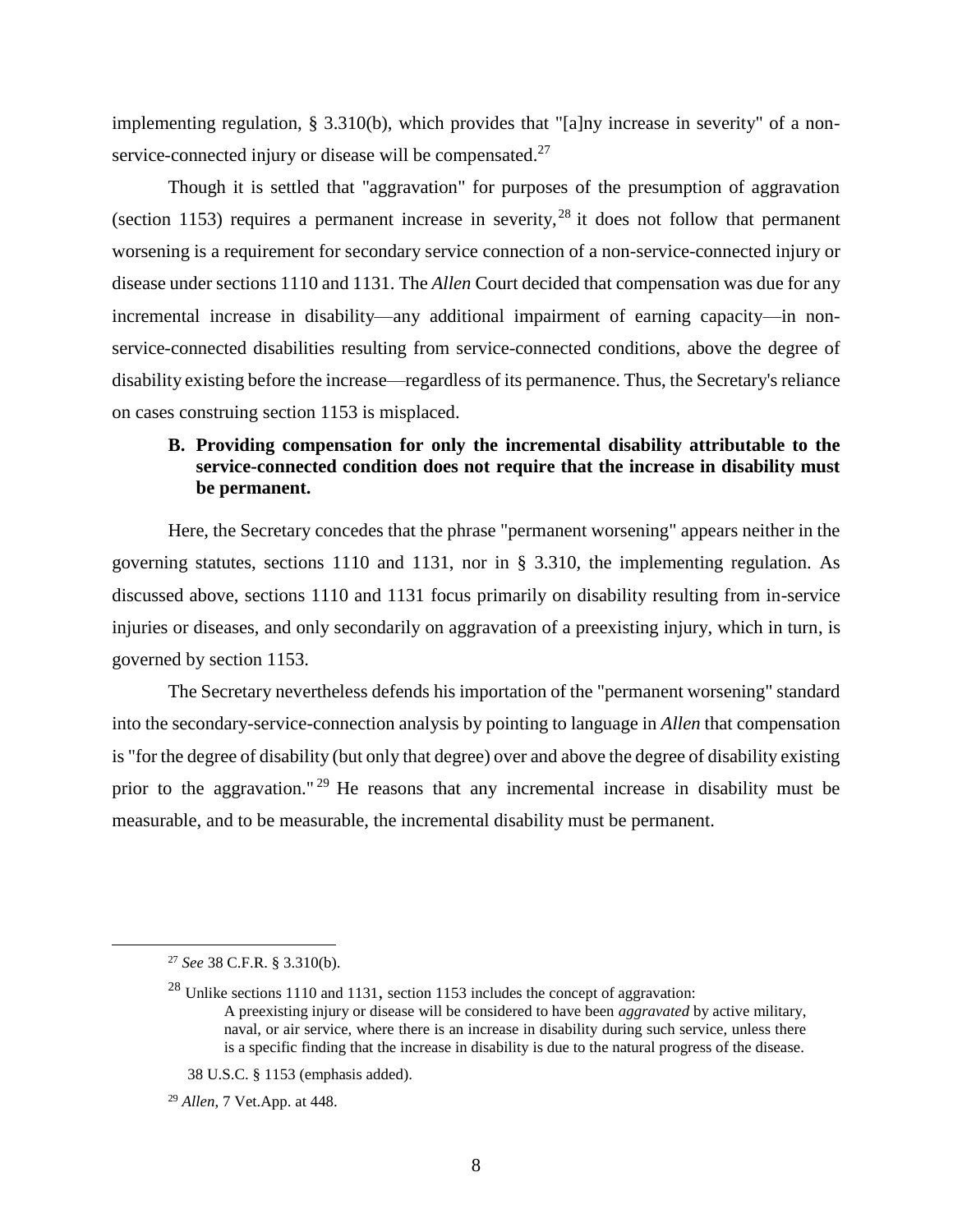implementing regulation, § 3.310(b), which provides that "[a]ny increase in severity" of a non-service-connected injury or disease will be compensated.[27]

Though it is settled that "aggravation" for purposes of the presumption of aggravation (section 1153) requires a permanent increase in severity,[28] it does not follow that permanent worsening is a requirement for secondary service connection of a non-service-connected injury or disease under sections 1110 and 1131. The *Allen* Court decided that compensation was due for any incremental increase in disability—any additional impairment of earning capacity—in non-service-connected disabilities resulting from service-connected conditions, above the degree of disability existing before the increase—regardless of its permanence. Thus, the Secretary's reliance on cases construing section 1153 is misplaced.

### B. Providing compensation for only the incremental disability attributable to the service-connected condition does not require that the increase in disability must be permanent.

Here, the Secretary concedes that the phrase "permanent worsening" appears neither in the governing statutes, sections 1110 and 1131, nor in § 3.310, the implementing regulation. As discussed above, sections 1110 and 1131 focus primarily on disability resulting from in-service injuries or diseases, and only secondarily on aggravation of a preexisting injury, which in turn, is governed by section 1153.

The Secretary nevertheless defends his importation of the "permanent worsening" standard into the secondary-service-connection analysis by pointing to language in *Allen* that compensation is "for the degree of disability (but only that degree) over and above the degree of disability existing prior to the aggravation."[29] He reasons that any incremental increase in disability must be measurable, and to be measurable, the incremental disability must be permanent.

---

[27] *See* 38 C.F.R. § 3.310(b).

[28] Unlike sections 1110 and 1131, section 1153 includes the concept of aggravation:

> A preexisting injury or disease will be considered to have been *aggravated* by active military, naval, or air service, where there is an increase in disability during such service, unless there is a specific finding that the increase in disability is due to the natural progress of the disease.

38 U.S.C. § 1153 (emphasis added).

[29] *Allen*, 7 Vet.App. at 448.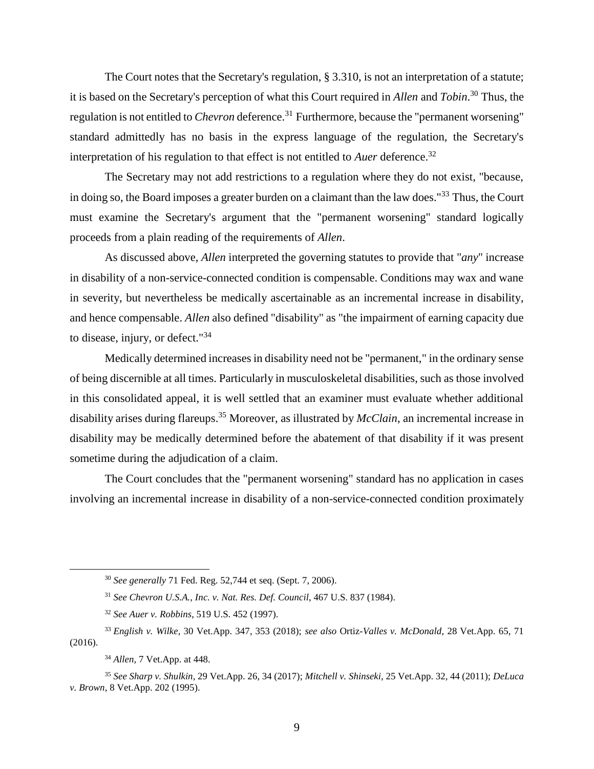The Court notes that the Secretary's regulation, § 3.310, is not an interpretation of a statute; it is based on the Secretary's perception of what this Court required in *Allen* and *Tobin*.[30] Thus, the regulation is not entitled to *Chevron* deference.[31] Furthermore, because the "permanent worsening" standard admittedly has no basis in the express language of the regulation, the Secretary's interpretation of his regulation to that effect is not entitled to *Auer* deference.[32]

The Secretary may not add restrictions to a regulation where they do not exist, "because, in doing so, the Board imposes a greater burden on a claimant than the law does."[33] Thus, the Court must examine the Secretary's argument that the "permanent worsening" standard logically proceeds from a plain reading of the requirements of *Allen*.

As discussed above, *Allen* interpreted the governing statutes to provide that "*any*" increase in disability of a non-service-connected condition is compensable. Conditions may wax and wane in severity, but nevertheless be medically ascertainable as an incremental increase in disability, and hence compensable. *Allen* also defined "disability" as "the impairment of earning capacity due to disease, injury, or defect."[34]

Medically determined increases in disability need not be "permanent," in the ordinary sense of being discernible at all times. Particularly in musculoskeletal disabilities, such as those involved in this consolidated appeal, it is well settled that an examiner must evaluate whether additional disability arises during flareups.[35] Moreover, as illustrated by *McClain*, an incremental increase in disability may be medically determined before the abatement of that disability if it was present sometime during the adjudication of a claim.

The Court concludes that the "permanent worsening" standard has no application in cases involving an incremental increase in disability of a non-service-connected condition proximately

---

[30] *See generally* 71 Fed. Reg. 52,744 et seq. (Sept. 7, 2006).

[31] *See Chevron U.S.A., Inc. v. Nat. Res. Def. Council*, 467 U.S. 837 (1984).

[32] *See Auer v. Robbins*, 519 U.S. 452 (1997).

[33] *English v. Wilke*, 30 Vet.App. 347, 353 (2018); *see also* Ortiz-*Valles v. McDonald*, 28 Vet.App. 65, 71 (2016).

[34] *Allen*, 7 Vet.App. at 448.

[35] *See Sharp v. Shulkin*, 29 Vet.App. 26, 34 (2017); *Mitchell v. Shinseki*, 25 Vet.App. 32, 44 (2011); *DeLuca v. Brown*, 8 Vet.App. 202 (1995).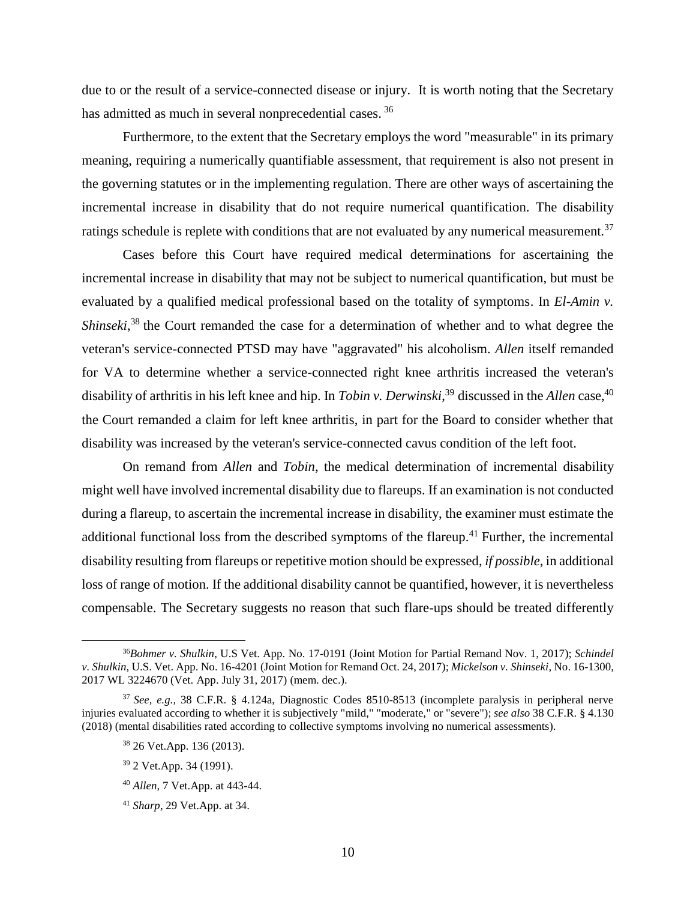due to or the result of a service-connected disease or injury. It is worth noting that the Secretary has admitted as much in several nonprecedential cases. [36]

Furthermore, to the extent that the Secretary employs the word "measurable" in its primary meaning, requiring a numerically quantifiable assessment, that requirement is also not present in the governing statutes or in the implementing regulation. There are other ways of ascertaining the incremental increase in disability that do not require numerical quantification. The disability ratings schedule is replete with conditions that are not evaluated by any numerical measurement.[37]

Cases before this Court have required medical determinations for ascertaining the incremental increase in disability that may not be subject to numerical quantification, but must be evaluated by a qualified medical professional based on the totality of symptoms. In *El-Amin v. Shinseki*,[38] the Court remanded the case for a determination of whether and to what degree the veteran's service-connected PTSD may have "aggravated" his alcoholism. *Allen* itself remanded for VA to determine whether a service-connected right knee arthritis increased the veteran's disability of arthritis in his left knee and hip. In *Tobin v. Derwinski*,[39] discussed in the *Allen* case,[40] the Court remanded a claim for left knee arthritis, in part for the Board to consider whether that disability was increased by the veteran's service-connected cavus condition of the left foot.

On remand from *Allen* and *Tobin*, the medical determination of incremental disability might well have involved incremental disability due to flareups. If an examination is not conducted during a flareup, to ascertain the incremental increase in disability, the examiner must estimate the additional functional loss from the described symptoms of the flareup.[41] Further, the incremental disability resulting from flareups or repetitive motion should be expressed, *if possible*, in additional loss of range of motion. If the additional disability cannot be quantified, however, it is nevertheless compensable. The Secretary suggests no reason that such flare-ups should be treated differently

---

[36] *Bohmer v. Shulkin*, U.S Vet. App. No. 17-0191 (Joint Motion for Partial Remand Nov. 1, 2017); *Schindel v. Shulkin*, U.S. Vet. App. No. 16-4201 (Joint Motion for Remand Oct. 24, 2017); *Mickelson v. Shinseki*, No. 16-1300, 2017 WL 3224670 (Vet. App. July 31, 2017) (mem. dec.).

[37] *See, e.g.,* 38 C.F.R. § 4.124a, Diagnostic Codes 8510-8513 (incomplete paralysis in peripheral nerve injuries evaluated according to whether it is subjectively "mild," "moderate," or "severe"); *see also* 38 C.F.R. § 4.130 (2018) (mental disabilities rated according to collective symptoms involving no numerical assessments).

[38] 26 Vet.App. 136 (2013).

[39] 2 Vet.App. 34 (1991).

[40] *Allen*, 7 Vet.App. at 443-44.

[41] *Sharp*, 29 Vet.App. at 34.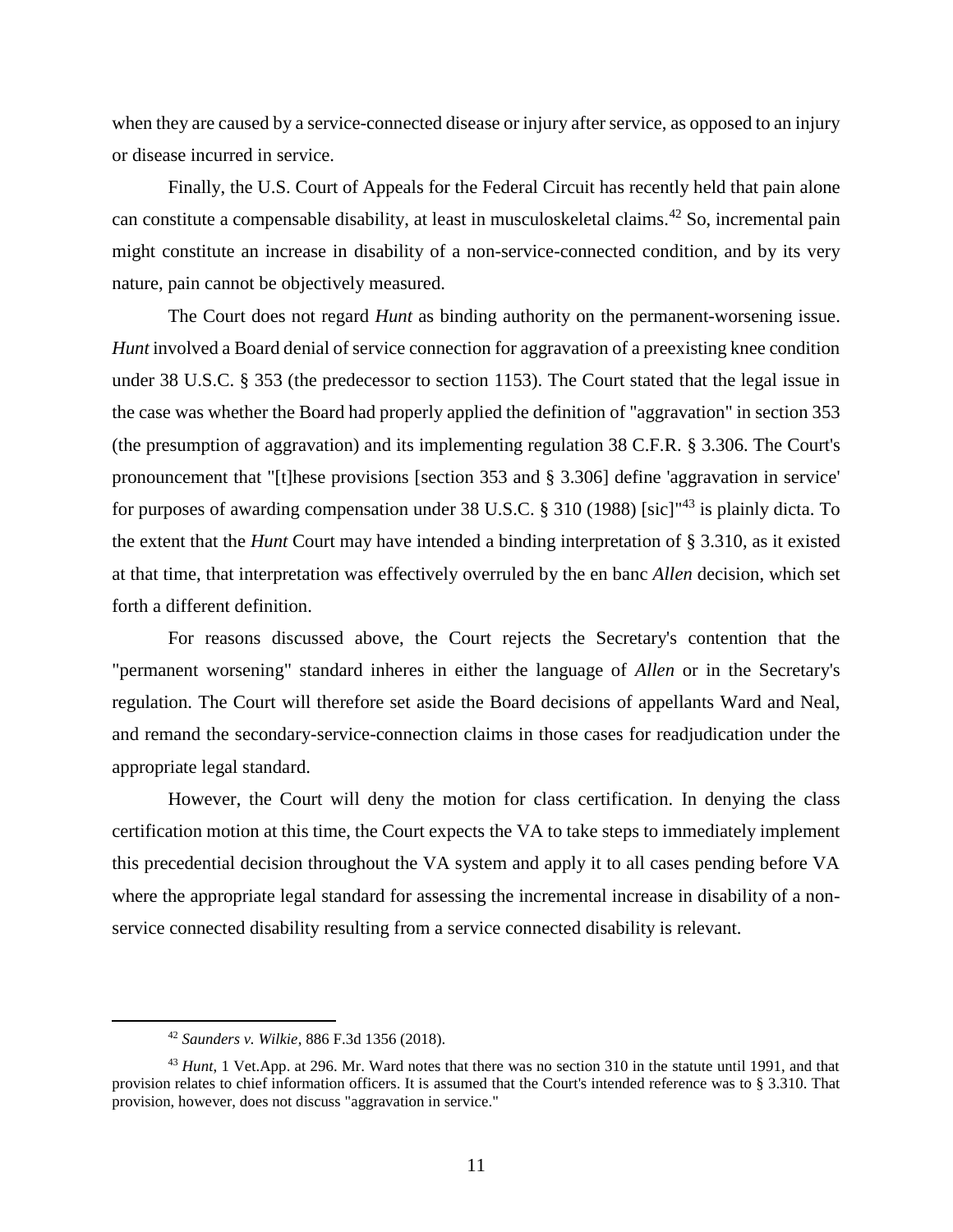when they are caused by a service-connected disease or injury after service, as opposed to an injury or disease incurred in service.

Finally, the U.S. Court of Appeals for the Federal Circuit has recently held that pain alone can constitute a compensable disability, at least in musculoskeletal claims.[42] So, incremental pain might constitute an increase in disability of a non-service-connected condition, and by its very nature, pain cannot be objectively measured.

The Court does not regard *Hunt* as binding authority on the permanent-worsening issue. *Hunt* involved a Board denial of service connection for aggravation of a preexisting knee condition under 38 U.S.C. § 353 (the predecessor to section 1153). The Court stated that the legal issue in the case was whether the Board had properly applied the definition of "aggravation" in section 353 (the presumption of aggravation) and its implementing regulation 38 C.F.R. § 3.306. The Court's pronouncement that "[t]hese provisions [section 353 and § 3.306] define 'aggravation in service' for purposes of awarding compensation under 38 U.S.C. § 310 (1988) [sic]"[43] is plainly dicta. To the extent that the *Hunt* Court may have intended a binding interpretation of § 3.310, as it existed at that time, that interpretation was effectively overruled by the en banc *Allen* decision, which set forth a different definition.

For reasons discussed above, the Court rejects the Secretary's contention that the "permanent worsening" standard inheres in either the language of *Allen* or in the Secretary's regulation. The Court will therefore set aside the Board decisions of appellants Ward and Neal, and remand the secondary-service-connection claims in those cases for readjudication under the appropriate legal standard.

However, the Court will deny the motion for class certification. In denying the class certification motion at this time, the Court expects the VA to take steps to immediately implement this precedential decision throughout the VA system and apply it to all cases pending before VA where the appropriate legal standard for assessing the incremental increase in disability of a non-service connected disability resulting from a service connected disability is relevant.

---

[42] *Saunders v. Wilkie*, 886 F.3d 1356 (2018).

[43] *Hunt*, 1 Vet.App. at 296. Mr. Ward notes that there was no section 310 in the statute until 1991, and that provision relates to chief information officers. It is assumed that the Court's intended reference was to § 3.310. That provision, however, does not discuss "aggravation in service."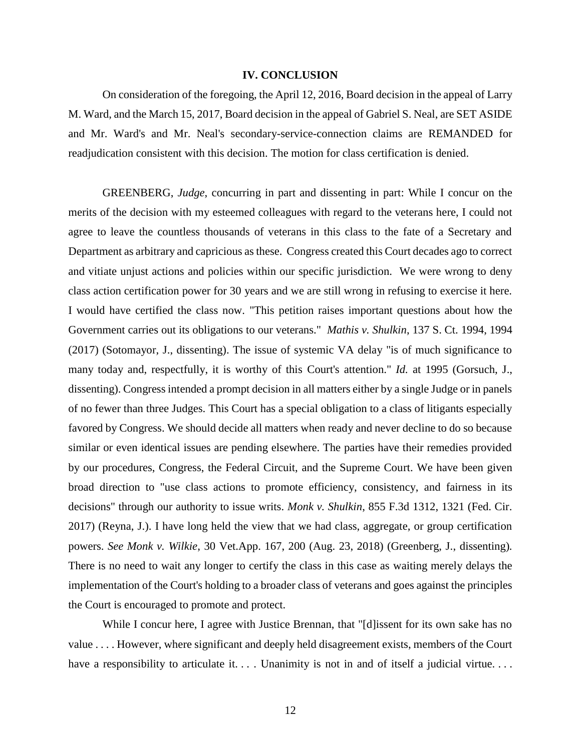## IV. CONCLUSION

On consideration of the foregoing, the April 12, 2016, Board decision in the appeal of Larry M. Ward, and the March 15, 2017, Board decision in the appeal of Gabriel S. Neal, are SET ASIDE and Mr. Ward's and Mr. Neal's secondary-service-connection claims are REMANDED for readjudication consistent with this decision. The motion for class certification is denied.

GREENBERG, *Judge*, concurring in part and dissenting in part: While I concur on the merits of the decision with my esteemed colleagues with regard to the veterans here, I could not agree to leave the countless thousands of veterans in this class to the fate of a Secretary and Department as arbitrary and capricious as these. Congress created this Court decades ago to correct and vitiate unjust actions and policies within our specific jurisdiction. We were wrong to deny class action certification power for 30 years and we are still wrong in refusing to exercise it here. I would have certified the class now. "This petition raises important questions about how the Government carries out its obligations to our veterans." *Mathis v. Shulkin*, 137 S. Ct. 1994, 1994 (2017) (Sotomayor, J., dissenting). The issue of systemic VA delay "is of much significance to many today and, respectfully, it is worthy of this Court's attention." *Id.* at 1995 (Gorsuch, J., dissenting). Congress intended a prompt decision in all matters either by a single Judge or in panels of no fewer than three Judges. This Court has a special obligation to a class of litigants especially favored by Congress. We should decide all matters when ready and never decline to do so because similar or even identical issues are pending elsewhere. The parties have their remedies provided by our procedures, Congress, the Federal Circuit, and the Supreme Court. We have been given broad direction to "use class actions to promote efficiency, consistency, and fairness in its decisions" through our authority to issue writs. *Monk v. Shulkin*, 855 F.3d 1312, 1321 (Fed. Cir. 2017) (Reyna, J.). I have long held the view that we had class, aggregate, or group certification powers. *See Monk v. Wilkie*, 30 Vet.App. 167, 200 (Aug. 23, 2018) (Greenberg, J., dissenting). There is no need to wait any longer to certify the class in this case as waiting merely delays the implementation of the Court's holding to a broader class of veterans and goes against the principles the Court is encouraged to promote and protect.

While I concur here, I agree with Justice Brennan, that "[d]issent for its own sake has no value . . . . However, where significant and deeply held disagreement exists, members of the Court have a responsibility to articulate it. . . . Unanimity is not in and of itself a judicial virtue. . . .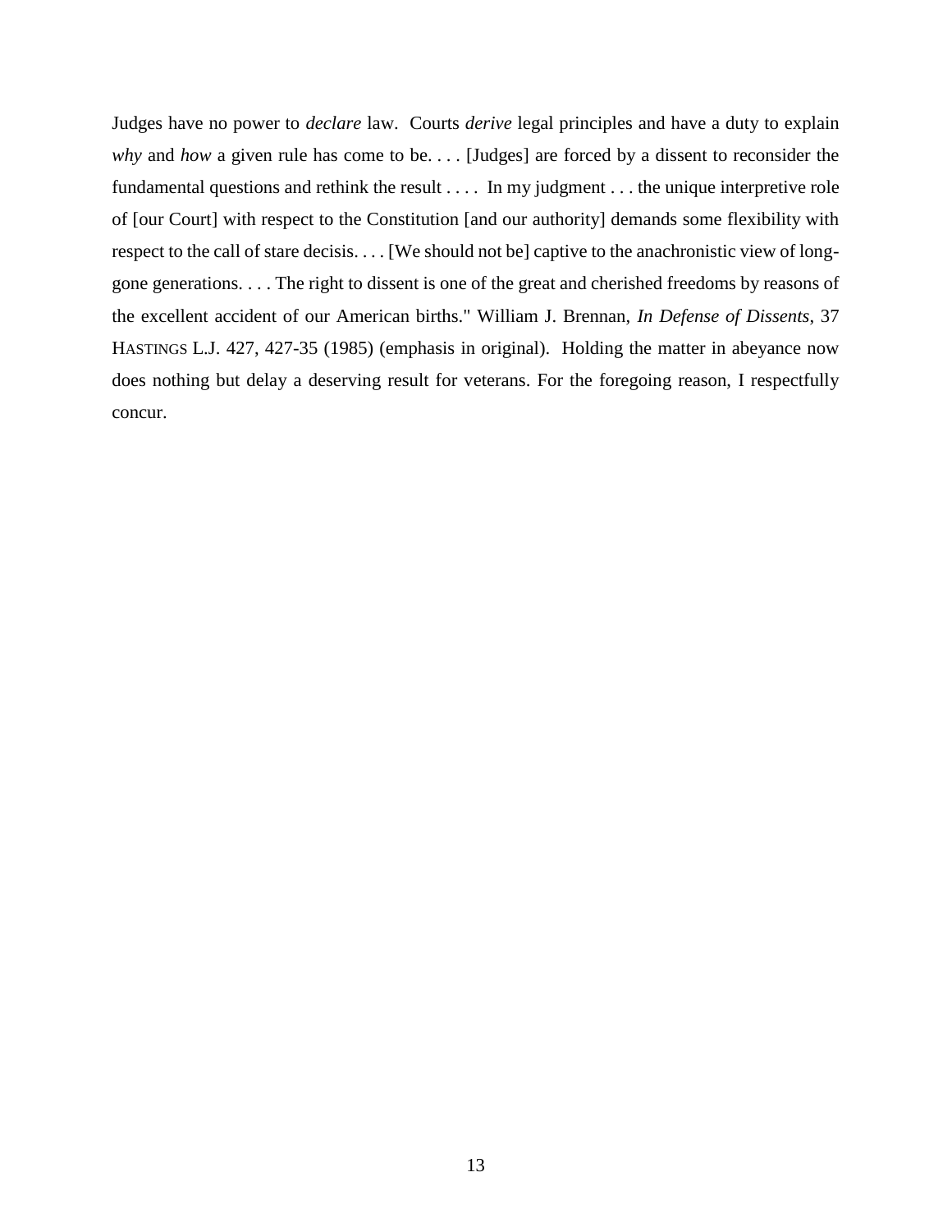Judges have no power to *declare* law. Courts *derive* legal principles and have a duty to explain *why* and *how* a given rule has come to be. . . . [Judges] are forced by a dissent to reconsider the fundamental questions and rethink the result . . . . In my judgment . . . the unique interpretive role of [our Court] with respect to the Constitution [and our authority] demands some flexibility with respect to the call of stare decisis. . . . [We should not be] captive to the anachronistic view of long-gone generations. . . . The right to dissent is one of the great and cherished freedoms by reasons of the excellent accident of our American births." William J. Brennan, *In Defense of Dissents,* 37 HASTINGS L.J. 427, 427-35 (1985) (emphasis in original). Holding the matter in abeyance now does nothing but delay a deserving result for veterans. For the foregoing reason, I respectfully concur.